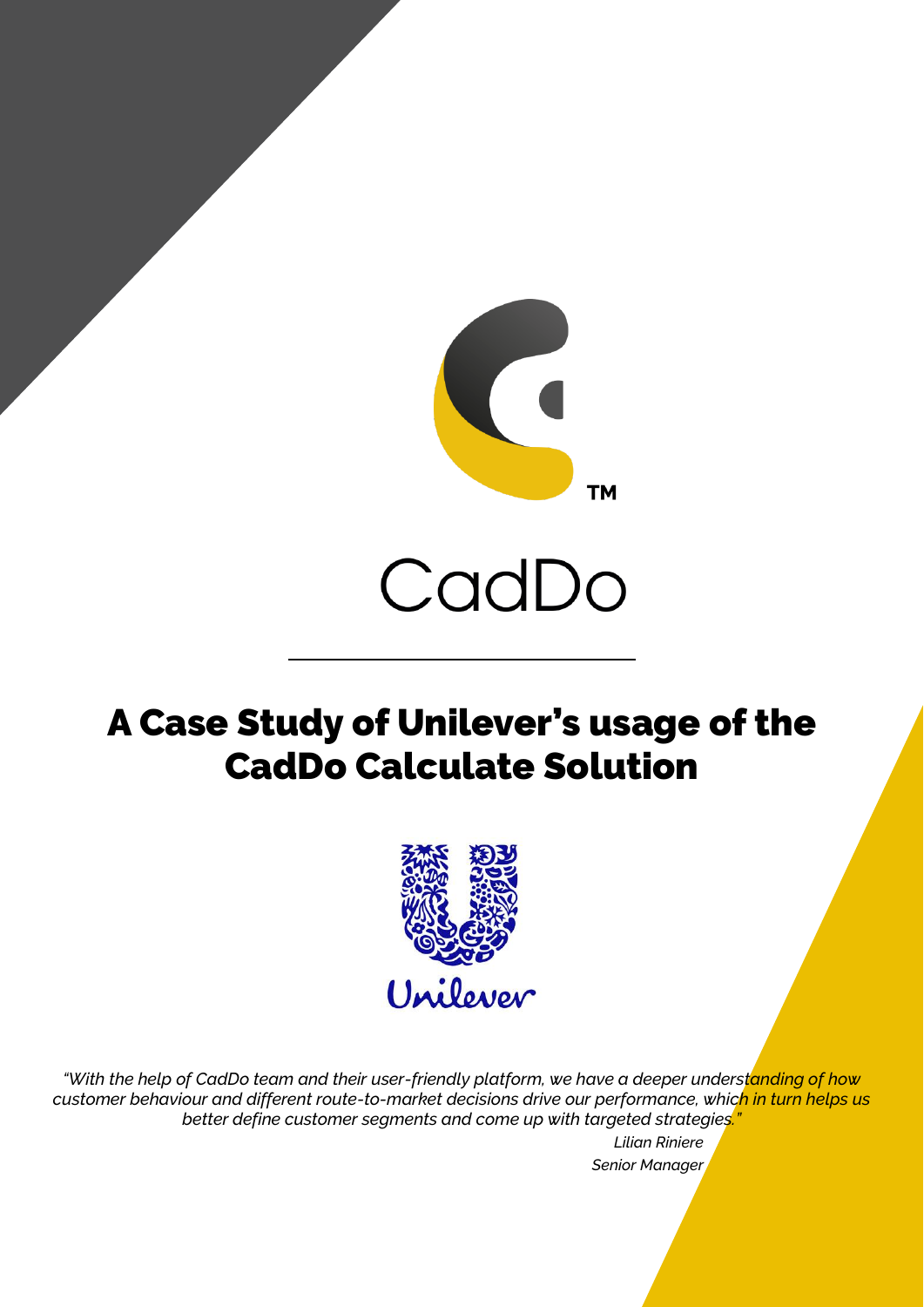CadDo

# A Case Study of Unilever's usage of the CadDo Calculate Solution

Unilever

*"With the help of CadDo team and their user-friendly platform, we have a deeper understanding of how customer behaviour and different route-to-market decisions drive our performance, which in turn helps us better define customer segments and come up with targeted strategies."*

*Lilian Riniere*
*Senior Manager*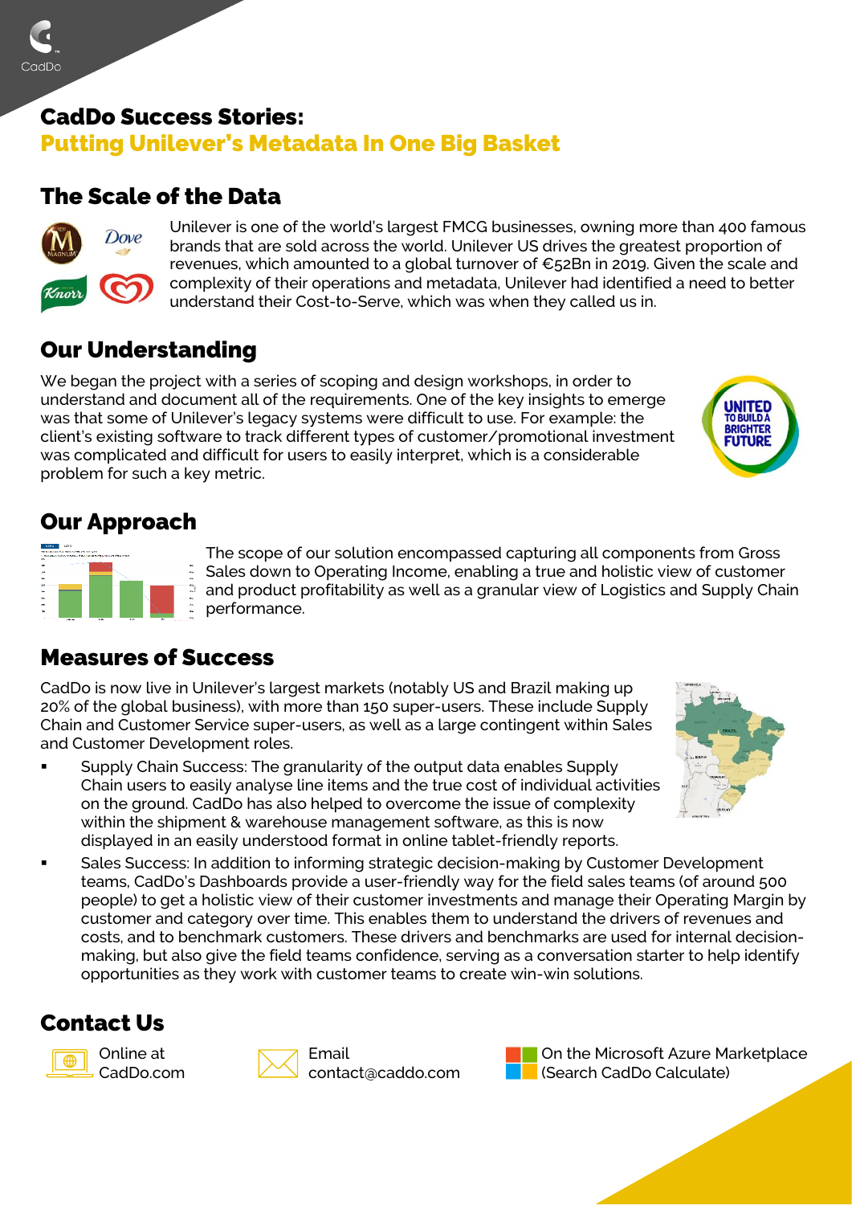# CadDo Success Stories:
# Putting Unilever's Metadata In One Big Basket

## The Scale of the Data

Unilever is one of the world's largest FMCG businesses, owning more than 400 famous brands that are sold across the world. Unilever US drives the greatest proportion of revenues, which amounted to a global turnover of €52Bn in 2019. Given the scale and complexity of their operations and metadata, Unilever had identified a need to better understand their Cost-to-Serve, which was when they called us in.

## Our Understanding

We began the project with a series of scoping and design workshops, in order to understand and document all of the requirements. One of the key insights to emerge was that some of Unilever's legacy systems were difficult to use. For example: the client's existing software to track different types of customer/promotional investment was complicated and difficult for users to easily interpret, which is a considerable problem for such a key metric.

## Our Approach

The scope of our solution encompassed capturing all components from Gross Sales down to Operating Income, enabling a true and holistic view of customer and product profitability as well as a granular view of Logistics and Supply Chain performance.

## Measures of Success

CadDo is now live in Unilever's largest markets (notably US and Brazil making up 20% of the global business), with more than 150 super-users. These include Supply Chain and Customer Service super-users, as well as a large contingent within Sales and Customer Development roles.

- Supply Chain Success: The granularity of the output data enables Supply Chain users to easily analyse line items and the true cost of individual activities on the ground. CadDo has also helped to overcome the issue of complexity within the shipment & warehouse management software, as this is now displayed in an easily understood format in online tablet-friendly reports.
- Sales Success: In addition to informing strategic decision-making by Customer Development teams, CadDo's Dashboards provide a user-friendly way for the field sales teams (of around 500 people) to get a holistic view of their customer investments and manage their Operating Margin by customer and category over time. This enables them to understand the drivers of revenues and costs, and to benchmark customers. These drivers and benchmarks are used for internal decision-making, but also give the field teams confidence, serving as a conversation starter to help identify opportunities as they work with customer teams to create win-win solutions.

## Contact Us

Online at CadDo.com

Email contact@caddo.com

On the Microsoft Azure Marketplace (Search CadDo Calculate)